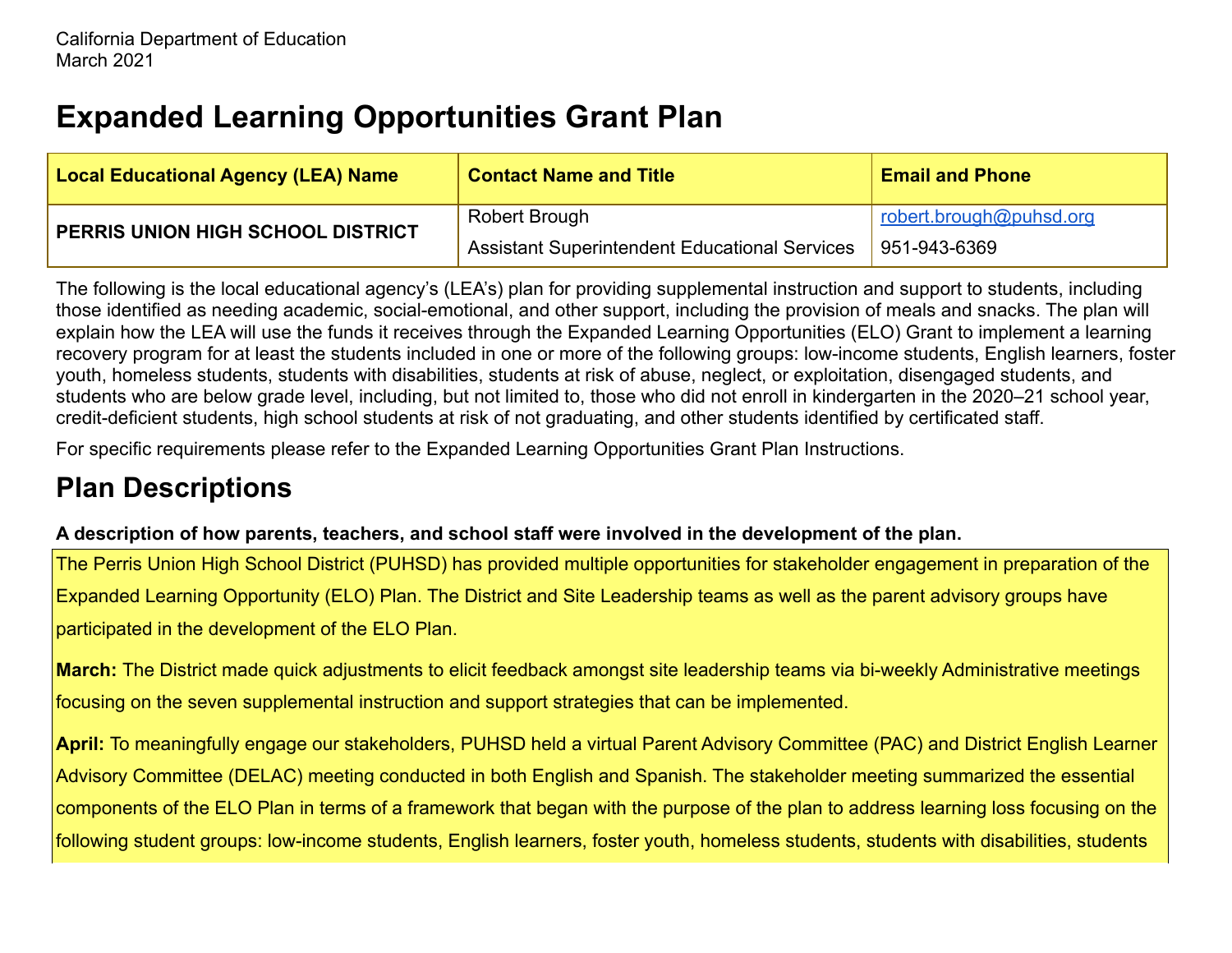California Department of Education
March 2021

# Expanded Learning Opportunities Grant Plan

| Local Educational Agency (LEA) Name | Contact Name and Title | Email and Phone |
| --- | --- | --- |
| **PERRIS UNION HIGH SCHOOL DISTRICT** | Robert Brough<br>Assistant Superintendent Educational Services | robert.brough@puhsd.org<br>951-943-6369 |

The following is the local educational agency's (LEA's) plan for providing supplemental instruction and support to students, including those identified as needing academic, social-emotional, and other support, including the provision of meals and snacks. The plan will explain how the LEA will use the funds it receives through the Expanded Learning Opportunities (ELO) Grant to implement a learning recovery program for at least the students included in one or more of the following groups: low-income students, English learners, foster youth, homeless students, students with disabilities, students at risk of abuse, neglect, or exploitation, disengaged students, and students who are below grade level, including, but not limited to, those who did not enroll in kindergarten in the 2020–21 school year, credit-deficient students, high school students at risk of not graduating, and other students identified by certificated staff.

For specific requirements please refer to the Expanded Learning Opportunities Grant Plan Instructions.

## Plan Descriptions

**A description of how parents, teachers, and school staff were involved in the development of the plan.**

The Perris Union High School District (PUHSD) has provided multiple opportunities for stakeholder engagement in preparation of the Expanded Learning Opportunity (ELO) Plan. The District and Site Leadership teams as well as the parent advisory groups have participated in the development of the ELO Plan.

**March:** The District made quick adjustments to elicit feedback amongst site leadership teams via bi-weekly Administrative meetings focusing on the seven supplemental instruction and support strategies that can be implemented.

**April:** To meaningfully engage our stakeholders, PUHSD held a virtual Parent Advisory Committee (PAC) and District English Learner Advisory Committee (DELAC) meeting conducted in both English and Spanish. The stakeholder meeting summarized the essential components of the ELO Plan in terms of a framework that began with the purpose of the plan to address learning loss focusing on the following student groups: low-income students, English learners, foster youth, homeless students, students with disabilities, students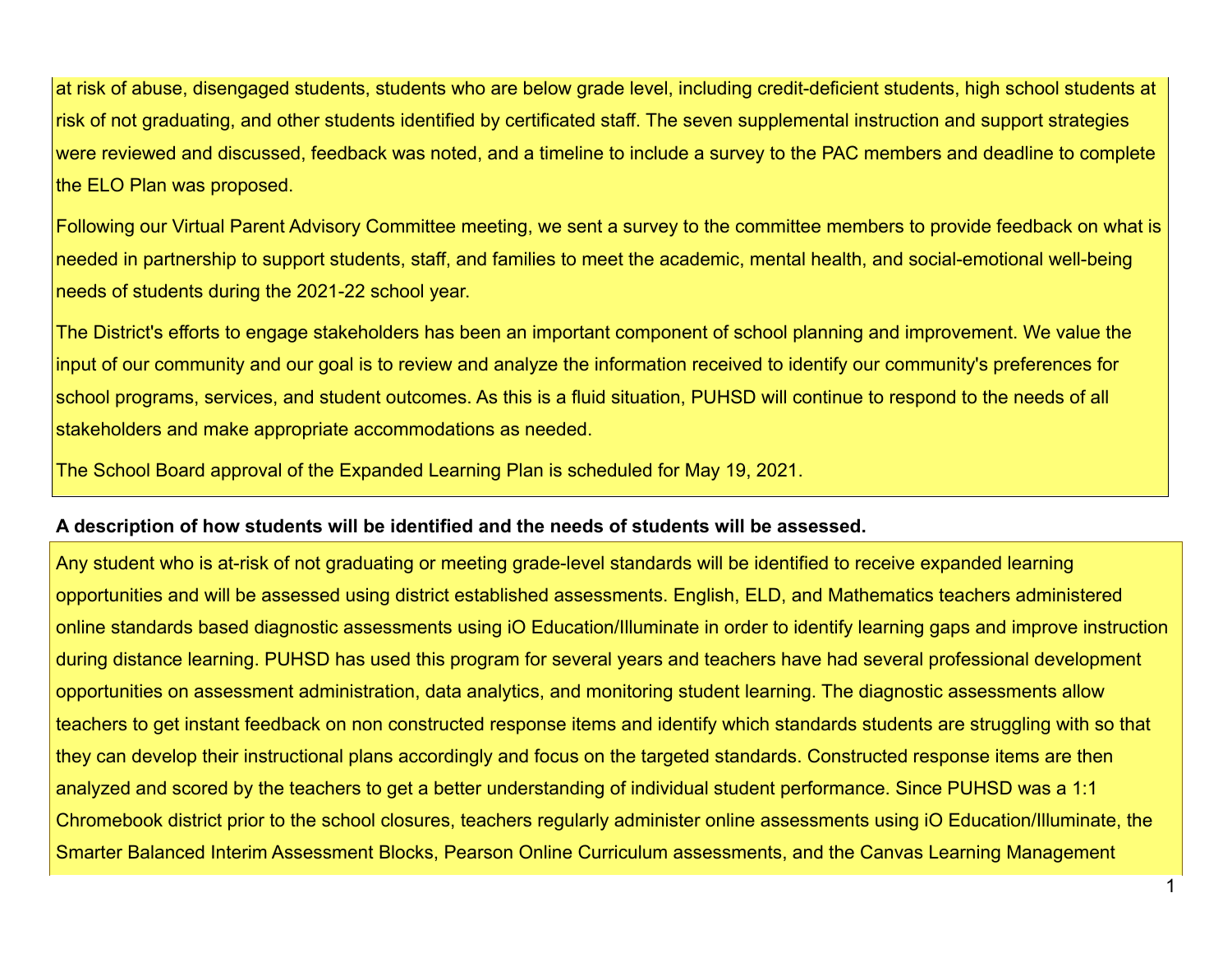at risk of abuse, disengaged students, students who are below grade level, including credit-deficient students, high school students at risk of not graduating, and other students identified by certificated staff. The seven supplemental instruction and support strategies were reviewed and discussed, feedback was noted, and a timeline to include a survey to the PAC members and deadline to complete the ELO Plan was proposed.

Following our Virtual Parent Advisory Committee meeting, we sent a survey to the committee members to provide feedback on what is needed in partnership to support students, staff, and families to meet the academic, mental health, and social-emotional well-being needs of students during the 2021-22 school year.

The District's efforts to engage stakeholders has been an important component of school planning and improvement. We value the input of our community and our goal is to review and analyze the information received to identify our community's preferences for school programs, services, and student outcomes. As this is a fluid situation, PUHSD will continue to respond to the needs of all stakeholders and make appropriate accommodations as needed.

The School Board approval of the Expanded Learning Plan is scheduled for May 19, 2021.

**A description of how students will be identified and the needs of students will be assessed.**

Any student who is at-risk of not graduating or meeting grade-level standards will be identified to receive expanded learning opportunities and will be assessed using district established assessments. English, ELD, and Mathematics teachers administered online standards based diagnostic assessments using iO Education/Illuminate in order to identify learning gaps and improve instruction during distance learning. PUHSD has used this program for several years and teachers have had several professional development opportunities on assessment administration, data analytics, and monitoring student learning. The diagnostic assessments allow teachers to get instant feedback on non constructed response items and identify which standards students are struggling with so that they can develop their instructional plans accordingly and focus on the targeted standards. Constructed response items are then analyzed and scored by the teachers to get a better understanding of individual student performance. Since PUHSD was a 1:1 Chromebook district prior to the school closures, teachers regularly administer online assessments using iO Education/Illuminate, the Smarter Balanced Interim Assessment Blocks, Pearson Online Curriculum assessments, and the Canvas Learning Management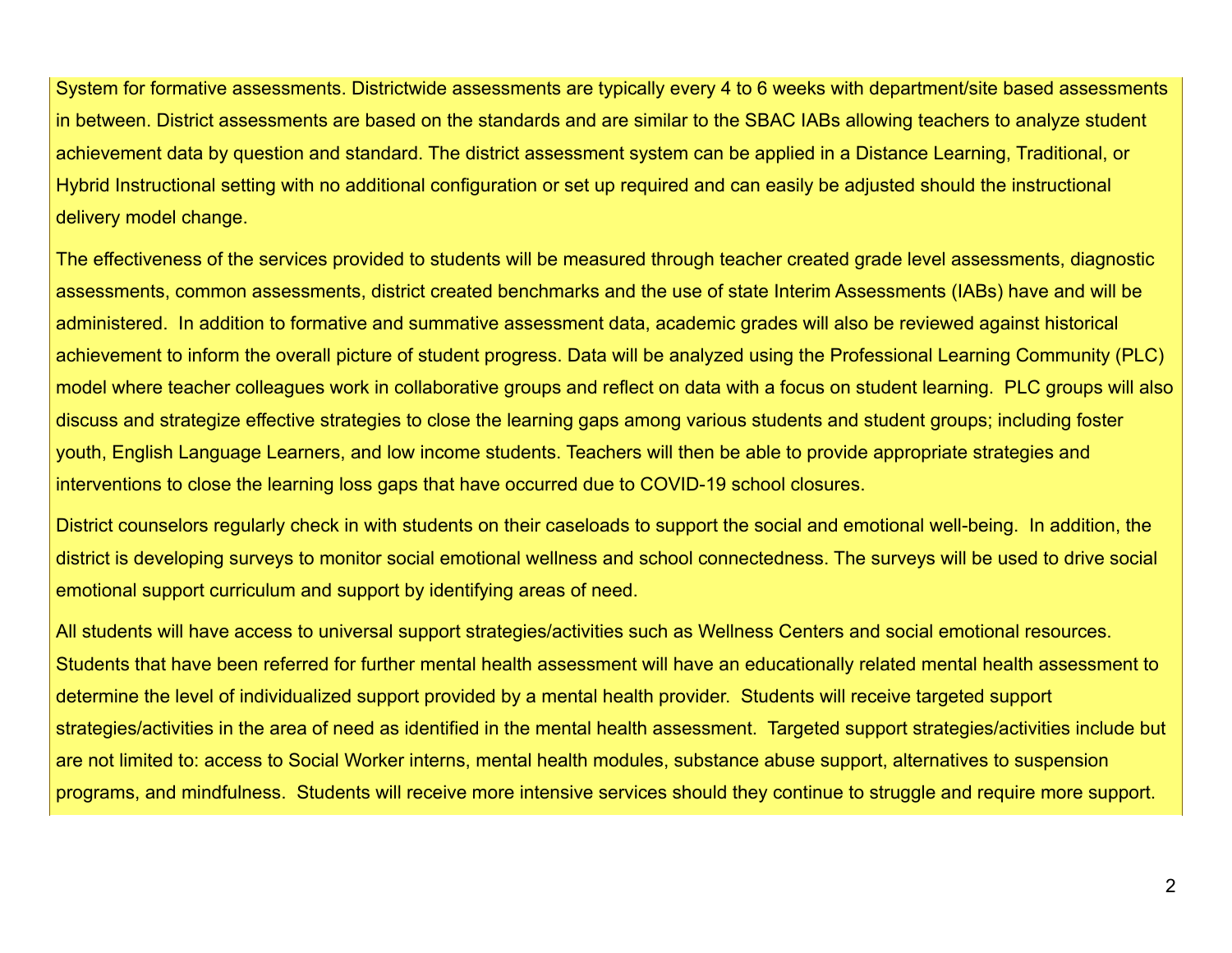System for formative assessments. Districtwide assessments are typically every 4 to 6 weeks with department/site based assessments in between. District assessments are based on the standards and are similar to the SBAC IABs allowing teachers to analyze student achievement data by question and standard. The district assessment system can be applied in a Distance Learning, Traditional, or Hybrid Instructional setting with no additional configuration or set up required and can easily be adjusted should the instructional delivery model change.

The effectiveness of the services provided to students will be measured through teacher created grade level assessments, diagnostic assessments, common assessments, district created benchmarks and the use of state Interim Assessments (IABs) have and will be administered. In addition to formative and summative assessment data, academic grades will also be reviewed against historical achievement to inform the overall picture of student progress. Data will be analyzed using the Professional Learning Community (PLC) model where teacher colleagues work in collaborative groups and reflect on data with a focus on student learning. PLC groups will also discuss and strategize effective strategies to close the learning gaps among various students and student groups; including foster youth, English Language Learners, and low income students. Teachers will then be able to provide appropriate strategies and interventions to close the learning loss gaps that have occurred due to COVID-19 school closures.

District counselors regularly check in with students on their caseloads to support the social and emotional well-being. In addition, the district is developing surveys to monitor social emotional wellness and school connectedness. The surveys will be used to drive social emotional support curriculum and support by identifying areas of need.

All students will have access to universal support strategies/activities such as Wellness Centers and social emotional resources. Students that have been referred for further mental health assessment will have an educationally related mental health assessment to determine the level of individualized support provided by a mental health provider. Students will receive targeted support strategies/activities in the area of need as identified in the mental health assessment. Targeted support strategies/activities include but are not limited to: access to Social Worker interns, mental health modules, substance abuse support, alternatives to suspension programs, and mindfulness. Students will receive more intensive services should they continue to struggle and require more support.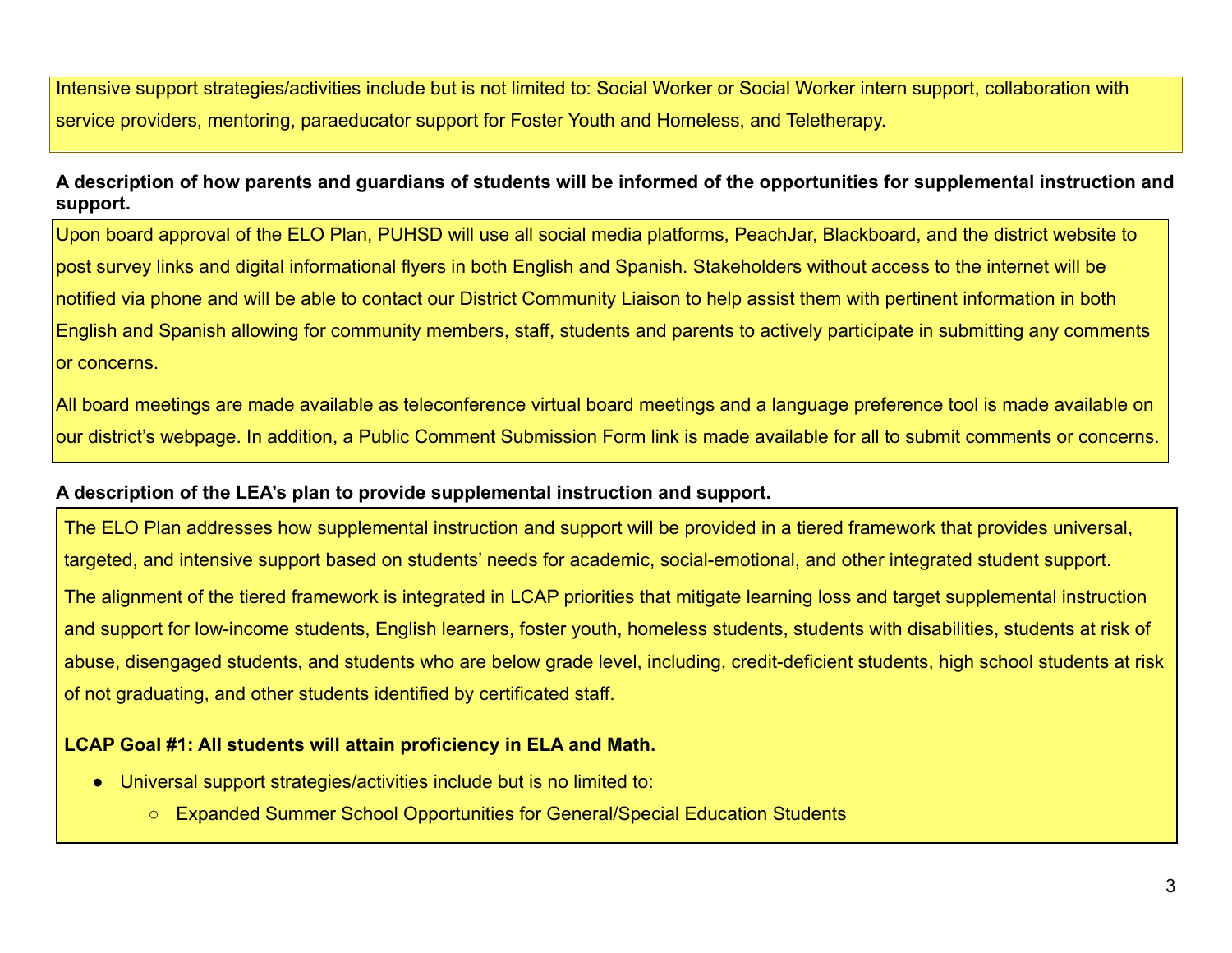Intensive support strategies/activities include but is not limited to: Social Worker or Social Worker intern support, collaboration with service providers, mentoring, paraeducator support for Foster Youth and Homeless, and Teletherapy.

**A description of how parents and guardians of students will be informed of the opportunities for supplemental instruction and support.**

Upon board approval of the ELO Plan, PUHSD will use all social media platforms, PeachJar, Blackboard, and the district website to post survey links and digital informational flyers in both English and Spanish. Stakeholders without access to the internet will be notified via phone and will be able to contact our District Community Liaison to help assist them with pertinent information in both English and Spanish allowing for community members, staff, students and parents to actively participate in submitting any comments or concerns.

All board meetings are made available as teleconference virtual board meetings and a language preference tool is made available on our district's webpage. In addition, a Public Comment Submission Form link is made available for all to submit comments or concerns.

**A description of the LEA's plan to provide supplemental instruction and support.**

The ELO Plan addresses how supplemental instruction and support will be provided in a tiered framework that provides universal, targeted, and intensive support based on students' needs for academic, social-emotional, and other integrated student support.

The alignment of the tiered framework is integrated in LCAP priorities that mitigate learning loss and target supplemental instruction and support for low-income students, English learners, foster youth, homeless students, students with disabilities, students at risk of abuse, disengaged students, and students who are below grade level, including, credit-deficient students, high school students at risk of not graduating, and other students identified by certificated staff.

**LCAP Goal #1: All students will attain proficiency in ELA and Math.**

- Universal support strategies/activities include but is no limited to:
  - Expanded Summer School Opportunities for General/Special Education Students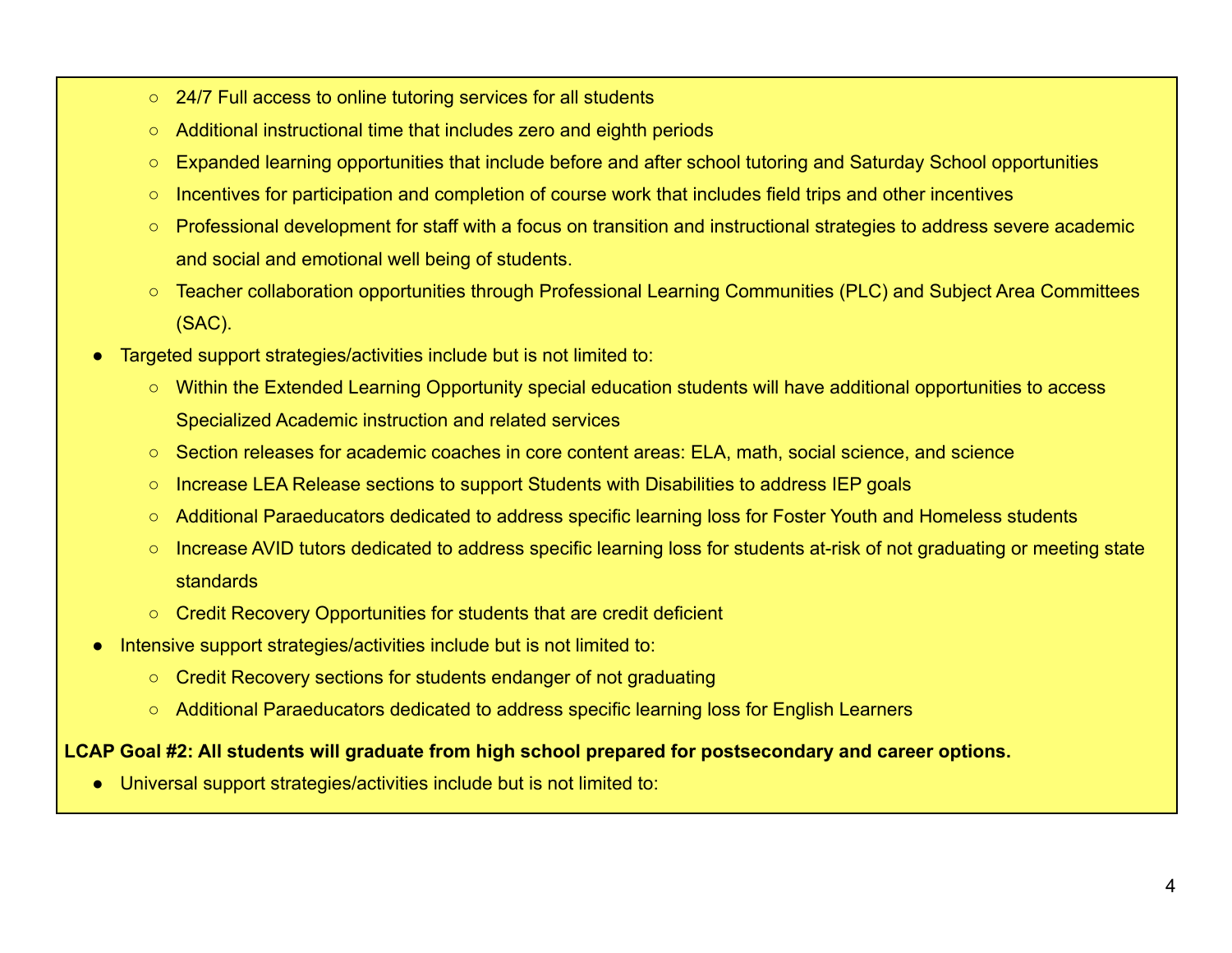- 24/7 Full access to online tutoring services for all students
    - Additional instructional time that includes zero and eighth periods
    - Expanded learning opportunities that include before and after school tutoring and Saturday School opportunities
    - Incentives for participation and completion of course work that includes field trips and other incentives
    - Professional development for staff with a focus on transition and instructional strategies to address severe academic and social and emotional well being of students.
    - Teacher collaboration opportunities through Professional Learning Communities (PLC) and Subject Area Committees (SAC).
- Targeted support strategies/activities include but is not limited to:
    - Within the Extended Learning Opportunity special education students will have additional opportunities to access Specialized Academic instruction and related services
    - Section releases for academic coaches in core content areas: ELA, math, social science, and science
    - Increase LEA Release sections to support Students with Disabilities to address IEP goals
    - Additional Paraeducators dedicated to address specific learning loss for Foster Youth and Homeless students
    - Increase AVID tutors dedicated to address specific learning loss for students at-risk of not graduating or meeting state standards
    - Credit Recovery Opportunities for students that are credit deficient
- Intensive support strategies/activities include but is not limited to:
    - Credit Recovery sections for students endanger of not graduating
    - Additional Paraeducators dedicated to address specific learning loss for English Learners

**LCAP Goal #2: All students will graduate from high school prepared for postsecondary and career options.**

- Universal support strategies/activities include but is not limited to: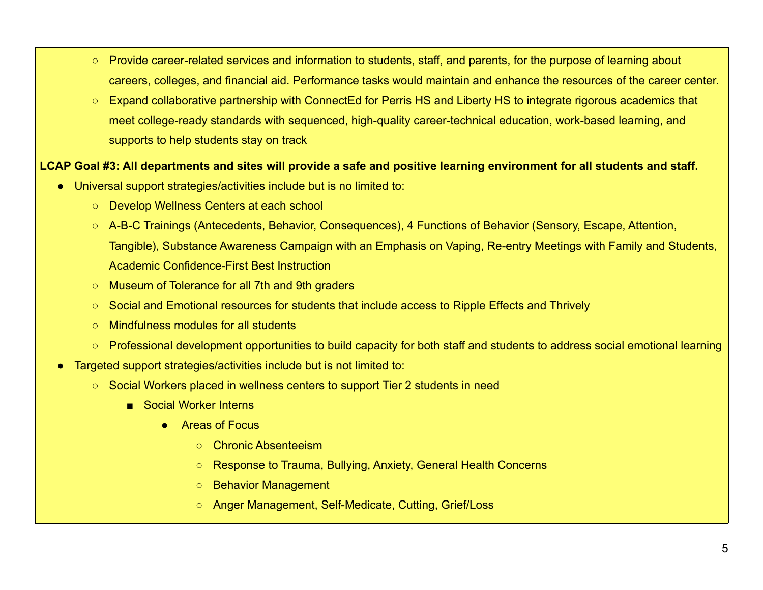- Provide career-related services and information to students, staff, and parents, for the purpose of learning about careers, colleges, and financial aid. Performance tasks would maintain and enhance the resources of the career center.
- Expand collaborative partnership with ConnectEd for Perris HS and Liberty HS to integrate rigorous academics that meet college-ready standards with sequenced, high-quality career-technical education, work-based learning, and supports to help students stay on track

**LCAP Goal #3: All departments and sites will provide a safe and positive learning environment for all students and staff.**

- Universal support strategies/activities include but is no limited to:
  - Develop Wellness Centers at each school
  - A-B-C Trainings (Antecedents, Behavior, Consequences), 4 Functions of Behavior (Sensory, Escape, Attention, Tangible), Substance Awareness Campaign with an Emphasis on Vaping, Re-entry Meetings with Family and Students, Academic Confidence-First Best Instruction
  - Museum of Tolerance for all 7th and 9th graders
  - Social and Emotional resources for students that include access to Ripple Effects and Thrively
  - Mindfulness modules for all students
  - Professional development opportunities to build capacity for both staff and students to address social emotional learning
- Targeted support strategies/activities include but is not limited to:
  - Social Workers placed in wellness centers to support Tier 2 students in need
    - Social Worker Interns
      - Areas of Focus
        - Chronic Absenteeism
        - Response to Trauma, Bullying, Anxiety, General Health Concerns
        - Behavior Management
        - Anger Management, Self-Medicate, Cutting, Grief/Loss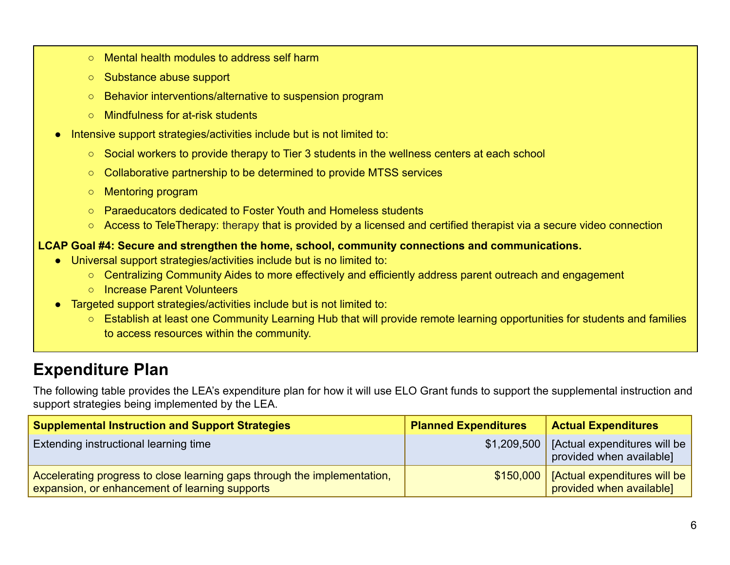- Mental health modules to address self harm
    - Substance abuse support
    - Behavior interventions/alternative to suspension program
    - Mindfulness for at-risk students
- Intensive support strategies/activities include but is not limited to:
    - Social workers to provide therapy to Tier 3 students in the wellness centers at each school
    - Collaborative partnership to be determined to provide MTSS services
    - Mentoring program
    - Paraeducators dedicated to Foster Youth and Homeless students
    - Access to TeleTherapy: therapy that is provided by a licensed and certified therapist via a secure video connection

**LCAP Goal #4: Secure and strengthen the home, school, community connections and communications.**

- Universal support strategies/activities include but is no limited to:
    - Centralizing Community Aides to more effectively and efficiently address parent outreach and engagement
    - Increase Parent Volunteers
- Targeted support strategies/activities include but is not limited to:
    - Establish at least one Community Learning Hub that will provide remote learning opportunities for students and families to access resources within the community.

## Expenditure Plan

The following table provides the LEA's expenditure plan for how it will use ELO Grant funds to support the supplemental instruction and support strategies being implemented by the LEA.

| Supplemental Instruction and Support Strategies | Planned Expenditures | Actual Expenditures |
|---|---|---|
| Extending instructional learning time | $1,209,500 | [Actual expenditures will be provided when available] |
| Accelerating progress to close learning gaps through the implementation, expansion, or enhancement of learning supports | $150,000 | [Actual expenditures will be provided when available] |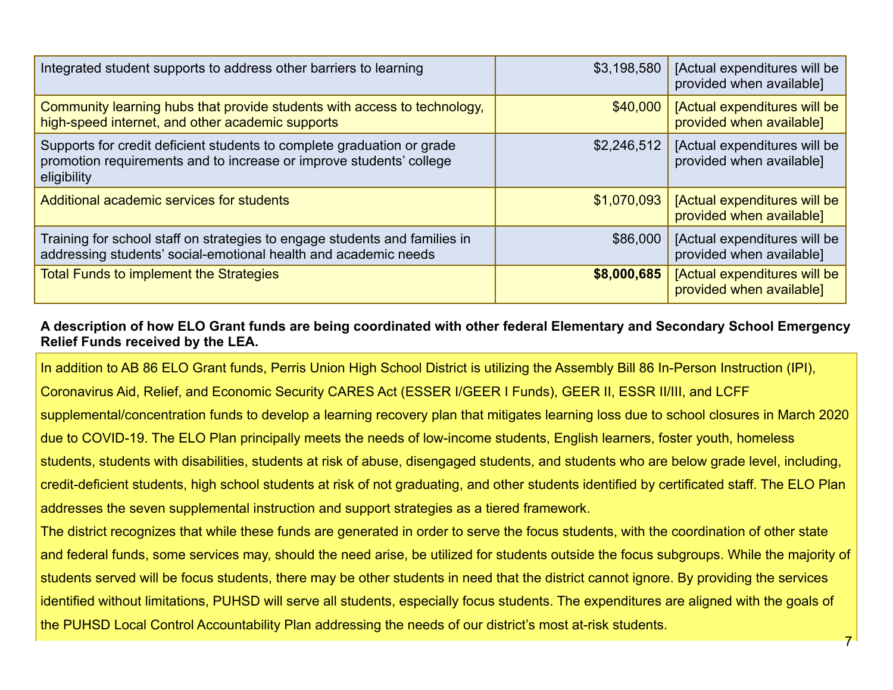| | | |
|---|---|---|
| Integrated student supports to address other barriers to learning | $3,198,580 | [Actual expenditures will be provided when available] |
| Community learning hubs that provide students with access to technology, high-speed internet, and other academic supports | $40,000 | [Actual expenditures will be provided when available] |
| Supports for credit deficient students to complete graduation or grade promotion requirements and to increase or improve students' college eligibility | $2,246,512 | [Actual expenditures will be provided when available] |
| Additional academic services for students | $1,070,093 | [Actual expenditures will be provided when available] |
| Training for school staff on strategies to engage students and families in addressing students' social-emotional health and academic needs | $86,000 | [Actual expenditures will be provided when available] |
| Total Funds to implement the Strategies | **$8,000,685** | [Actual expenditures will be provided when available] |

**A description of how ELO Grant funds are being coordinated with other federal Elementary and Secondary School Emergency Relief Funds received by the LEA.**

In addition to AB 86 ELO Grant funds, Perris Union High School District is utilizing the Assembly Bill 86 In-Person Instruction (IPI), Coronavirus Aid, Relief, and Economic Security CARES Act (ESSER I/GEER I Funds), GEER II, ESSR II/III, and LCFF supplemental/concentration funds to develop a learning recovery plan that mitigates learning loss due to school closures in March 2020 due to COVID-19. The ELO Plan principally meets the needs of low-income students, English learners, foster youth, homeless students, students with disabilities, students at risk of abuse, disengaged students, and students who are below grade level, including, credit-deficient students, high school students at risk of not graduating, and other students identified by certificated staff. The ELO Plan addresses the seven supplemental instruction and support strategies as a tiered framework.

The district recognizes that while these funds are generated in order to serve the focus students, with the coordination of other state and federal funds, some services may, should the need arise, be utilized for students outside the focus subgroups. While the majority of students served will be focus students, there may be other students in need that the district cannot ignore. By providing the services identified without limitations, PUHSD will serve all students, especially focus students. The expenditures are aligned with the goals of the PUHSD Local Control Accountability Plan addressing the needs of our district's most at-risk students.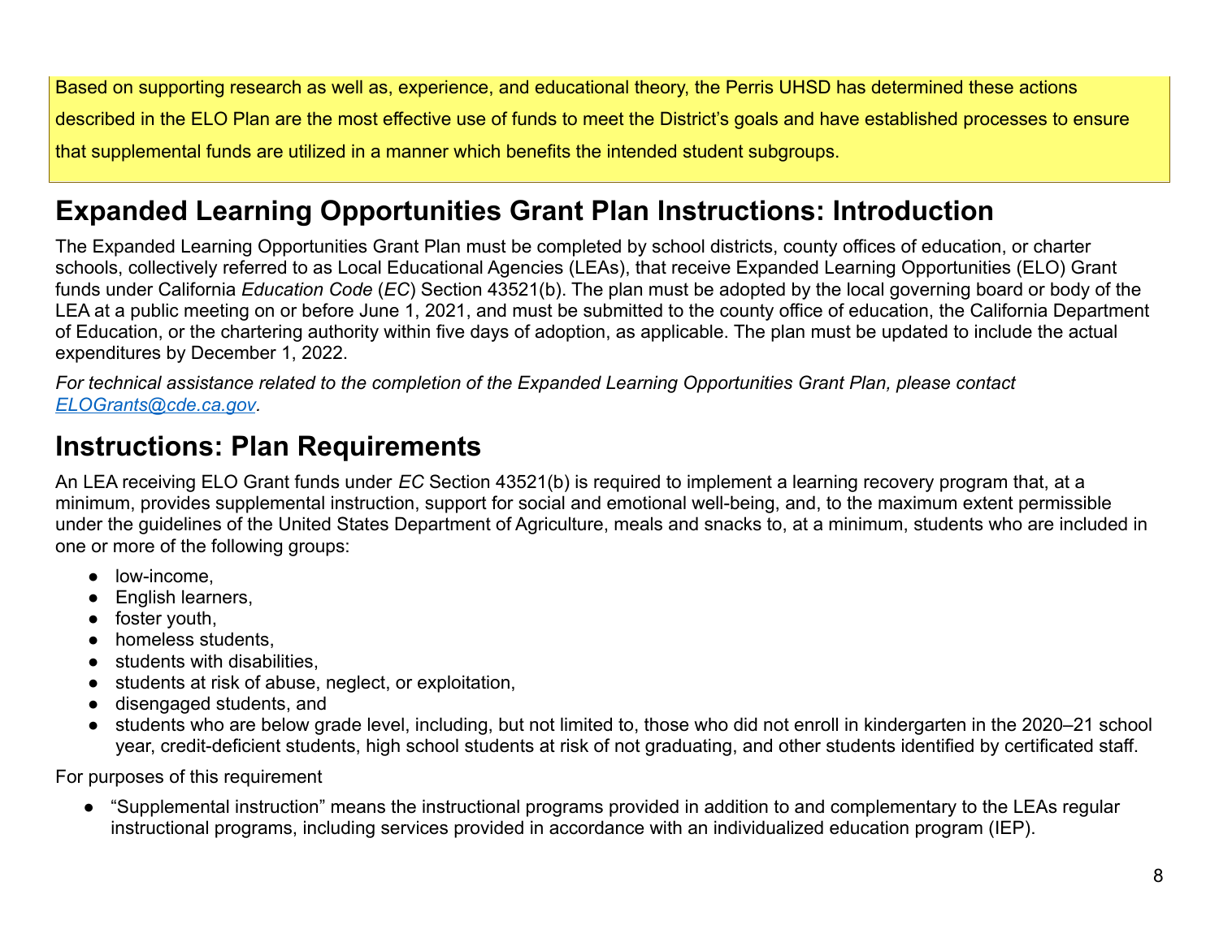Based on supporting research as well as, experience, and educational theory, the Perris UHSD has determined these actions described in the ELO Plan are the most effective use of funds to meet the District's goals and have established processes to ensure that supplemental funds are utilized in a manner which benefits the intended student subgroups.

## Expanded Learning Opportunities Grant Plan Instructions: Introduction

The Expanded Learning Opportunities Grant Plan must be completed by school districts, county offices of education, or charter schools, collectively referred to as Local Educational Agencies (LEAs), that receive Expanded Learning Opportunities (ELO) Grant funds under California *Education Code* (*EC*) Section 43521(b). The plan must be adopted by the local governing board or body of the LEA at a public meeting on or before June 1, 2021, and must be submitted to the county office of education, the California Department of Education, or the chartering authority within five days of adoption, as applicable. The plan must be updated to include the actual expenditures by December 1, 2022.

*For technical assistance related to the completion of the Expanded Learning Opportunities Grant Plan, please contact [ELOGrants@cde.ca.gov](mailto:ELOGrants@cde.ca.gov).*

## Instructions: Plan Requirements

An LEA receiving ELO Grant funds under *EC* Section 43521(b) is required to implement a learning recovery program that, at a minimum, provides supplemental instruction, support for social and emotional well-being, and, to the maximum extent permissible under the guidelines of the United States Department of Agriculture, meals and snacks to, at a minimum, students who are included in one or more of the following groups:

- low-income,
- English learners,
- foster youth,
- homeless students,
- students with disabilities,
- students at risk of abuse, neglect, or exploitation,
- disengaged students, and
- students who are below grade level, including, but not limited to, those who did not enroll in kindergarten in the 2020–21 school year, credit-deficient students, high school students at risk of not graduating, and other students identified by certificated staff.

For purposes of this requirement

- "Supplemental instruction" means the instructional programs provided in addition to and complementary to the LEAs regular instructional programs, including services provided in accordance with an individualized education program (IEP).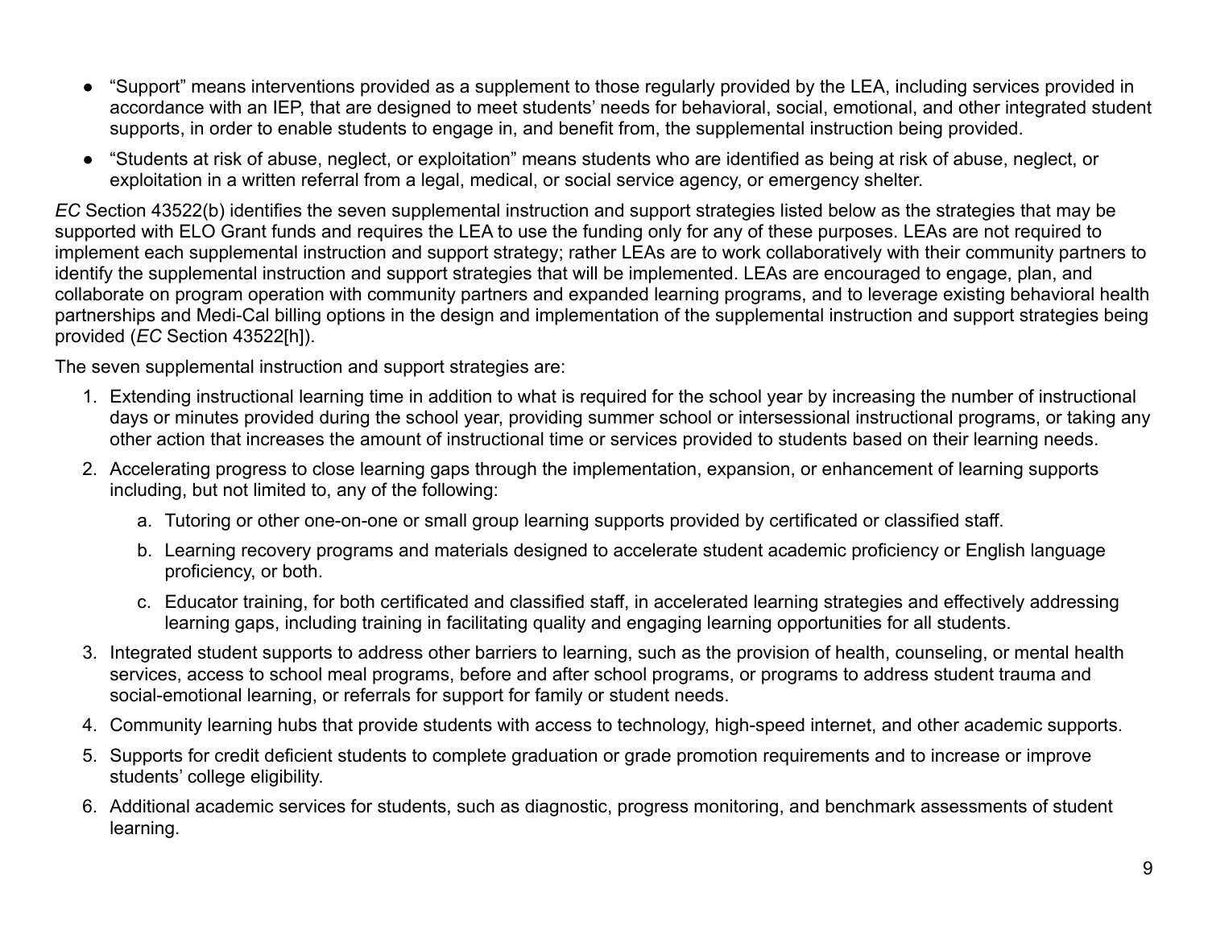- "Support" means interventions provided as a supplement to those regularly provided by the LEA, including services provided in accordance with an IEP, that are designed to meet students' needs for behavioral, social, emotional, and other integrated student supports, in order to enable students to engage in, and benefit from, the supplemental instruction being provided.
- "Students at risk of abuse, neglect, or exploitation" means students who are identified as being at risk of abuse, neglect, or exploitation in a written referral from a legal, medical, or social service agency, or emergency shelter.

*EC* Section 43522(b) identifies the seven supplemental instruction and support strategies listed below as the strategies that may be supported with ELO Grant funds and requires the LEA to use the funding only for any of these purposes. LEAs are not required to implement each supplemental instruction and support strategy; rather LEAs are to work collaboratively with their community partners to identify the supplemental instruction and support strategies that will be implemented. LEAs are encouraged to engage, plan, and collaborate on program operation with community partners and expanded learning programs, and to leverage existing behavioral health partnerships and Medi-Cal billing options in the design and implementation of the supplemental instruction and support strategies being provided (*EC* Section 43522[h]).

The seven supplemental instruction and support strategies are:

1. Extending instructional learning time in addition to what is required for the school year by increasing the number of instructional days or minutes provided during the school year, providing summer school or intersessional instructional programs, or taking any other action that increases the amount of instructional time or services provided to students based on their learning needs.
2. Accelerating progress to close learning gaps through the implementation, expansion, or enhancement of learning supports including, but not limited to, any of the following:
   a. Tutoring or other one-on-one or small group learning supports provided by certificated or classified staff.
   b. Learning recovery programs and materials designed to accelerate student academic proficiency or English language proficiency, or both.
   c. Educator training, for both certificated and classified staff, in accelerated learning strategies and effectively addressing learning gaps, including training in facilitating quality and engaging learning opportunities for all students.
3. Integrated student supports to address other barriers to learning, such as the provision of health, counseling, or mental health services, access to school meal programs, before and after school programs, or programs to address student trauma and social-emotional learning, or referrals for support for family or student needs.
4. Community learning hubs that provide students with access to technology, high-speed internet, and other academic supports.
5. Supports for credit deficient students to complete graduation or grade promotion requirements and to increase or improve students' college eligibility.
6. Additional academic services for students, such as diagnostic, progress monitoring, and benchmark assessments of student learning.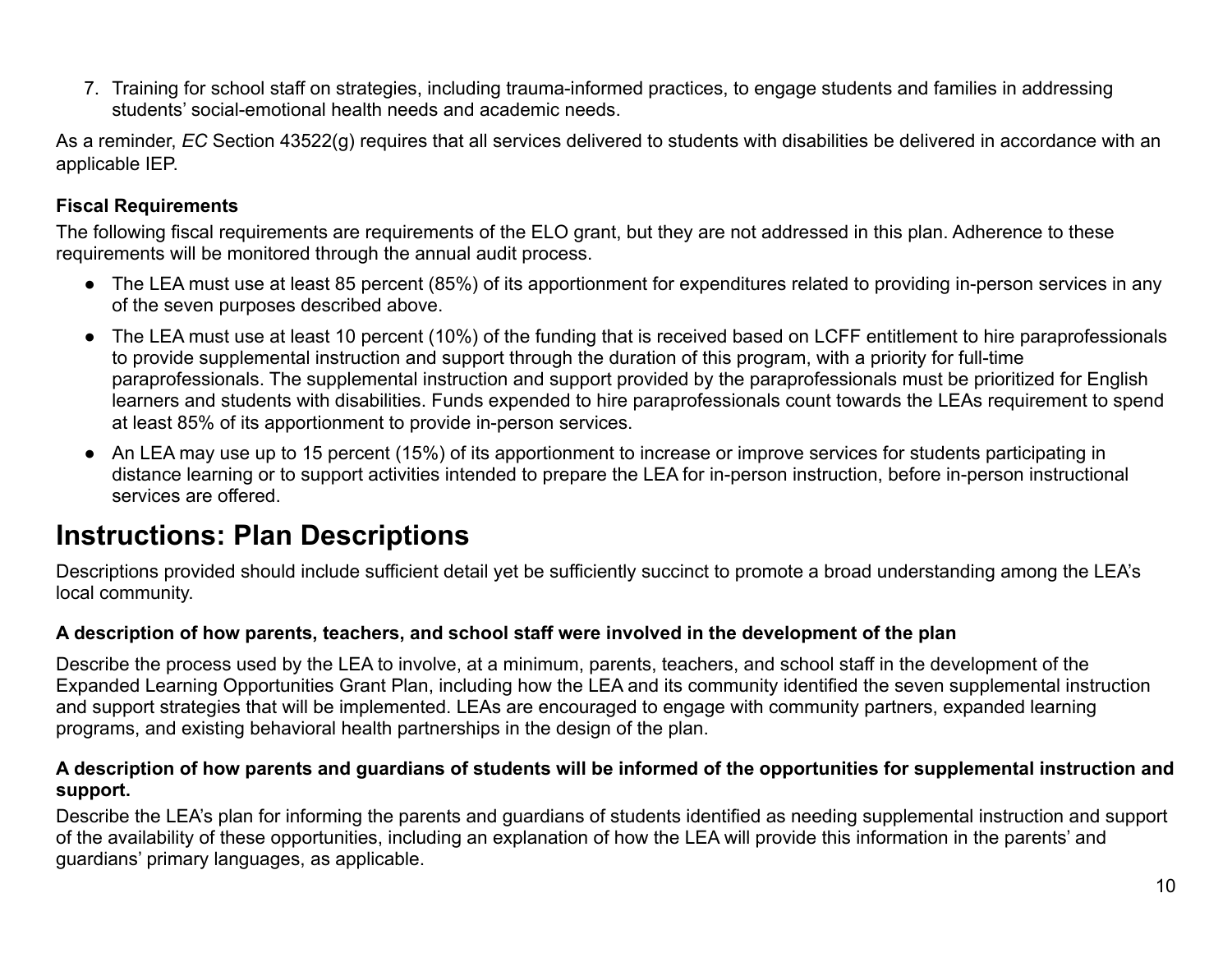7. Training for school staff on strategies, including trauma-informed practices, to engage students and families in addressing students' social-emotional health needs and academic needs.

As a reminder, *EC* Section 43522(g) requires that all services delivered to students with disabilities be delivered in accordance with an applicable IEP.

**Fiscal Requirements**

The following fiscal requirements are requirements of the ELO grant, but they are not addressed in this plan. Adherence to these requirements will be monitored through the annual audit process.

- The LEA must use at least 85 percent (85%) of its apportionment for expenditures related to providing in-person services in any of the seven purposes described above.
- The LEA must use at least 10 percent (10%) of the funding that is received based on LCFF entitlement to hire paraprofessionals to provide supplemental instruction and support through the duration of this program, with a priority for full-time paraprofessionals. The supplemental instruction and support provided by the paraprofessionals must be prioritized for English learners and students with disabilities. Funds expended to hire paraprofessionals count towards the LEAs requirement to spend at least 85% of its apportionment to provide in-person services.
- An LEA may use up to 15 percent (15%) of its apportionment to increase or improve services for students participating in distance learning or to support activities intended to prepare the LEA for in-person instruction, before in-person instructional services are offered.

# Instructions: Plan Descriptions

Descriptions provided should include sufficient detail yet be sufficiently succinct to promote a broad understanding among the LEA's local community.

**A description of how parents, teachers, and school staff were involved in the development of the plan**

Describe the process used by the LEA to involve, at a minimum, parents, teachers, and school staff in the development of the Expanded Learning Opportunities Grant Plan, including how the LEA and its community identified the seven supplemental instruction and support strategies that will be implemented. LEAs are encouraged to engage with community partners, expanded learning programs, and existing behavioral health partnerships in the design of the plan.

**A description of how parents and guardians of students will be informed of the opportunities for supplemental instruction and support.**

Describe the LEA's plan for informing the parents and guardians of students identified as needing supplemental instruction and support of the availability of these opportunities, including an explanation of how the LEA will provide this information in the parents' and guardians' primary languages, as applicable.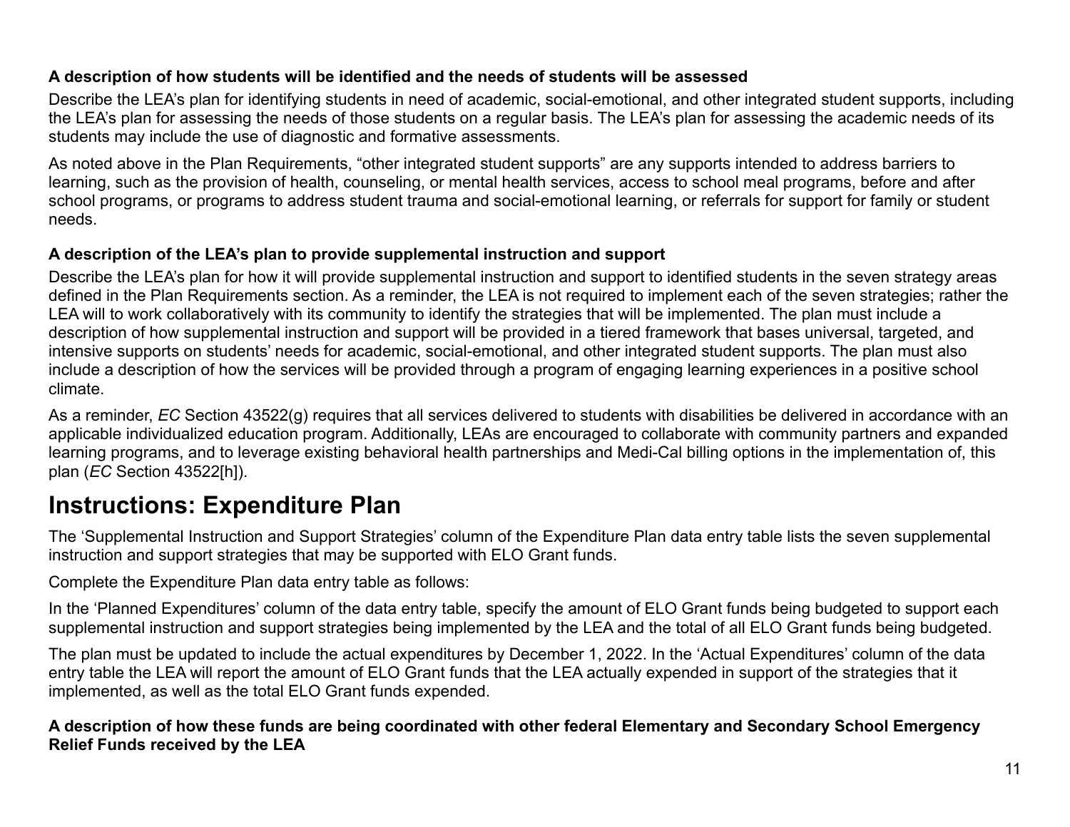**A description of how students will be identified and the needs of students will be assessed**

Describe the LEA's plan for identifying students in need of academic, social-emotional, and other integrated student supports, including the LEA's plan for assessing the needs of those students on a regular basis. The LEA's plan for assessing the academic needs of its students may include the use of diagnostic and formative assessments.

As noted above in the Plan Requirements, "other integrated student supports" are any supports intended to address barriers to learning, such as the provision of health, counseling, or mental health services, access to school meal programs, before and after school programs, or programs to address student trauma and social-emotional learning, or referrals for support for family or student needs.

**A description of the LEA's plan to provide supplemental instruction and support**

Describe the LEA's plan for how it will provide supplemental instruction and support to identified students in the seven strategy areas defined in the Plan Requirements section. As a reminder, the LEA is not required to implement each of the seven strategies; rather the LEA will to work collaboratively with its community to identify the strategies that will be implemented. The plan must include a description of how supplemental instruction and support will be provided in a tiered framework that bases universal, targeted, and intensive supports on students' needs for academic, social-emotional, and other integrated student supports. The plan must also include a description of how the services will be provided through a program of engaging learning experiences in a positive school climate.

As a reminder, *EC* Section 43522(g) requires that all services delivered to students with disabilities be delivered in accordance with an applicable individualized education program. Additionally, LEAs are encouraged to collaborate with community partners and expanded learning programs, and to leverage existing behavioral health partnerships and Medi-Cal billing options in the implementation of, this plan (*EC* Section 43522[h]).

# Instructions: Expenditure Plan

The 'Supplemental Instruction and Support Strategies' column of the Expenditure Plan data entry table lists the seven supplemental instruction and support strategies that may be supported with ELO Grant funds.

Complete the Expenditure Plan data entry table as follows:

In the 'Planned Expenditures' column of the data entry table, specify the amount of ELO Grant funds being budgeted to support each supplemental instruction and support strategies being implemented by the LEA and the total of all ELO Grant funds being budgeted.

The plan must be updated to include the actual expenditures by December 1, 2022. In the 'Actual Expenditures' column of the data entry table the LEA will report the amount of ELO Grant funds that the LEA actually expended in support of the strategies that it implemented, as well as the total ELO Grant funds expended.

**A description of how these funds are being coordinated with other federal Elementary and Secondary School Emergency Relief Funds received by the LEA**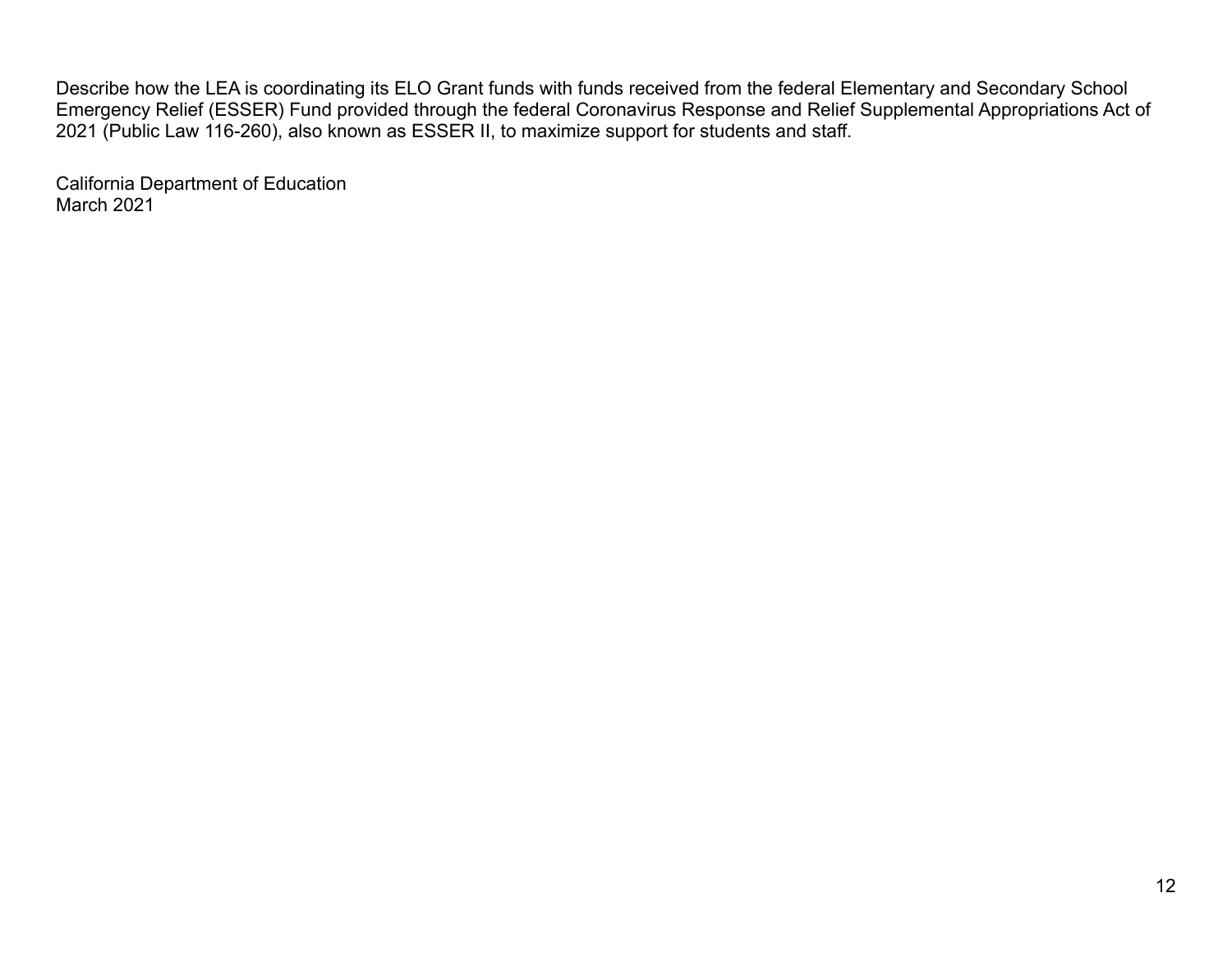Describe how the LEA is coordinating its ELO Grant funds with funds received from the federal Elementary and Secondary School Emergency Relief (ESSER) Fund provided through the federal Coronavirus Response and Relief Supplemental Appropriations Act of 2021 (Public Law 116-260), also known as ESSER II, to maximize support for students and staff.

California Department of Education
March 2021